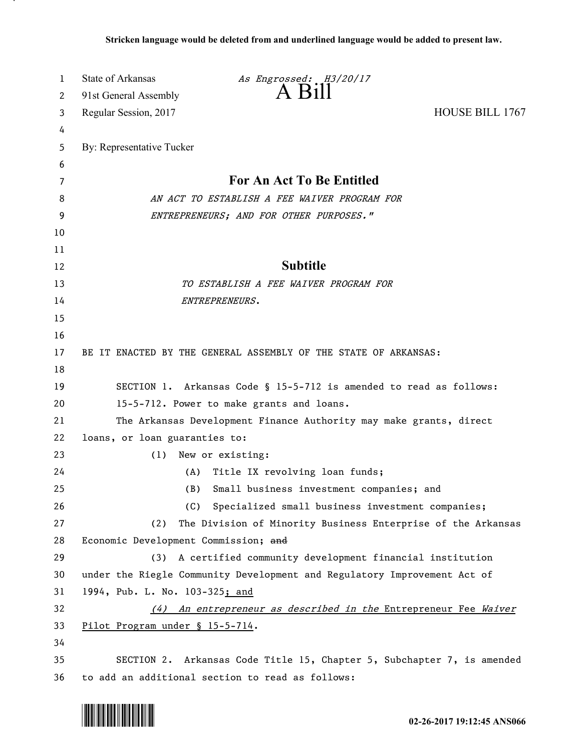**Stricken language would be deleted from and underlined language would be added to present law.**

State of Arkansas — *As Engrossed: H3/20/17*

91st General Assembly

# A Bill

Regular Session, 2017 — HOUSE BILL 1767

By: Representative Tucker

## For An Act To Be Entitled

*AN ACT TO ESTABLISH A FEE WAIVER PROGRAM FOR ENTREPRENEURS; AND FOR OTHER PURPOSES."*

## Subtitle

*TO ESTABLISH A FEE WAIVER PROGRAM FOR ENTREPRENEURS.*

BE IT ENACTED BY THE GENERAL ASSEMBLY OF THE STATE OF ARKANSAS:

SECTION 1. Arkansas Code § 15-5-712 is amended to read as follows:

15-5-712. Power to make grants and loans.

The Arkansas Development Finance Authority may make grants, direct loans, or loan guaranties to:

(1) New or existing:

(A) Title IX revolving loan funds;

(B) Small business investment companies; and

(C) Specialized small business investment companies;

(2) The Division of Minority Business Enterprise of the Arkansas Economic Development Commission; ~~and~~

(3) A certified community development financial institution under the Riegle Community Development and Regulatory Improvement Act of 1994, Pub. L. No. 103-325<u>; and</u>

<u>*(4) An entrepreneur as described in the* Entrepreneur Fee *Waiver* Pilot Program under § 15-5-714</u>.

SECTION 2. Arkansas Code Title 15, Chapter 5, Subchapter 7, is amended to add an additional section to read as follows: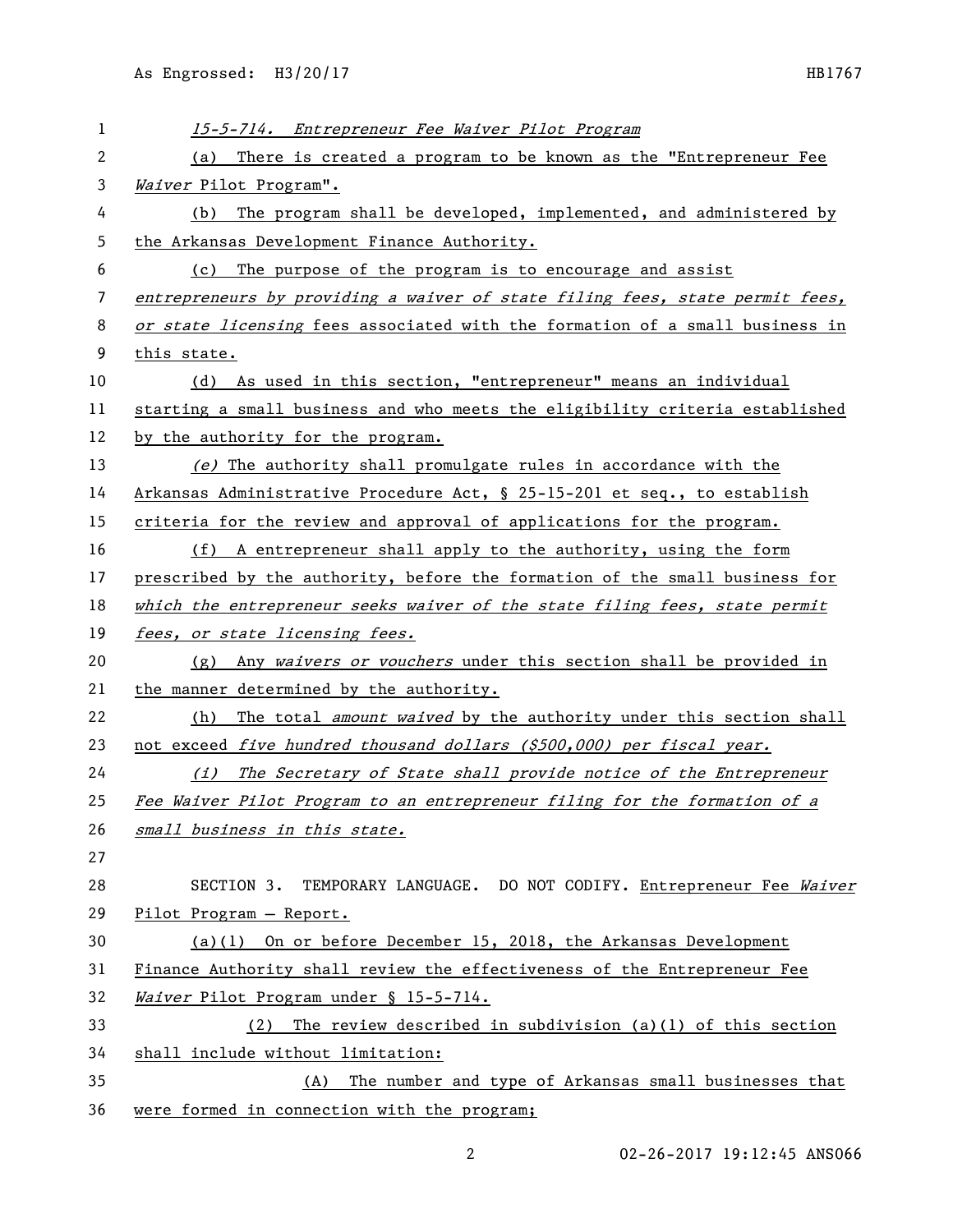*15-5-714. Entrepreneur Fee Waiver Pilot Program*

(a) There is created a program to be known as the "Entrepreneur Fee *Waiver* Pilot Program".

(b) The program shall be developed, implemented, and administered by the Arkansas Development Finance Authority.

(c) The purpose of the program is to encourage and assist *entrepreneurs by providing a waiver of state filing fees, state permit fees, or state licensing* fees associated with the formation of a small business in this state.

(d) As used in this section, "entrepreneur" means an individual starting a small business and who meets the eligibility criteria established by the authority for the program.

*(e)* The authority shall promulgate rules in accordance with the Arkansas Administrative Procedure Act, § 25-15-201 et seq., to establish criteria for the review and approval of applications for the program.

(f) A entrepreneur shall apply to the authority, using the form prescribed by the authority, before the formation of the small business for *which the entrepreneur seeks waiver of the state filing fees, state permit fees, or state licensing fees.*

(g) Any *waivers or vouchers* under this section shall be provided in the manner determined by the authority.

(h) The total *amount waived* by the authority under this section shall not exceed *five hundred thousand dollars ($500,000) per fiscal year.*

*(i) The Secretary of State shall provide notice of the Entrepreneur Fee Waiver Pilot Program to an entrepreneur filing for the formation of a small business in this state.*

SECTION 3. TEMPORARY LANGUAGE. DO NOT CODIFY. Entrepreneur Fee *Waiver* Pilot Program – Report.

(a)(1) On or before December 15, 2018, the Arkansas Development Finance Authority shall review the effectiveness of the Entrepreneur Fee *Waiver* Pilot Program under § 15-5-714.

(2) The review described in subdivision (a)(1) of this section shall include without limitation:

(A) The number and type of Arkansas small businesses that were formed in connection with the program;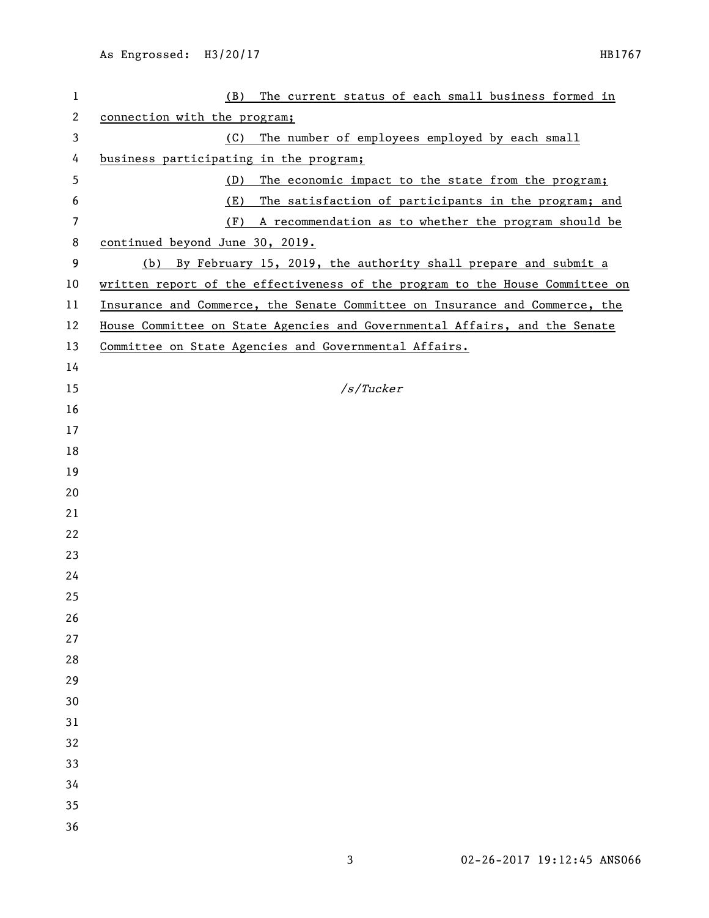(B) The current status of each small business formed in connection with the program;

(C) The number of employees employed by each small business participating in the program;

(D) The economic impact to the state from the program;

(E) The satisfaction of participants in the program; and

(F) A recommendation as to whether the program should be continued beyond June 30, 2019.

(b) By February 15, 2019, the authority shall prepare and submit a written report of the effectiveness of the program to the House Committee on Insurance and Commerce, the Senate Committee on Insurance and Commerce, the House Committee on State Agencies and Governmental Affairs, and the Senate Committee on State Agencies and Governmental Affairs.

*/s/Tucker*